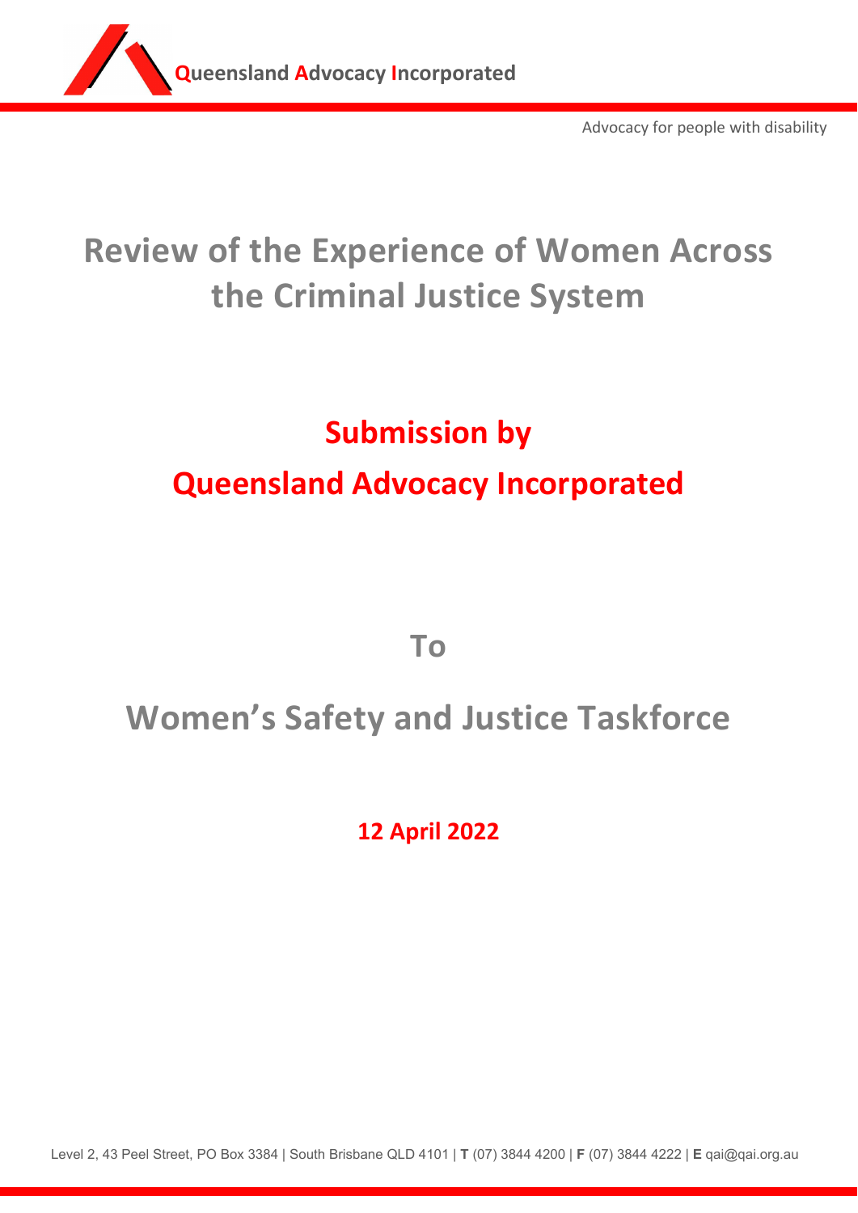**Queensland Advocacy Incorporated**

Advocacy for people with disability

# Review of the Experience of Women Across the Criminal Justice System

## Submission by

## Queensland Advocacy Incorporated

## To

# Women's Safety and Justice Taskforce

**12 April 2022**

Level 2, 43 Peel Street, PO Box 3384 | South Brisbane QLD 4101 | **T** (07) 3844 4200 | **F** (07) 3844 4222 | **E** qai@qai.org.au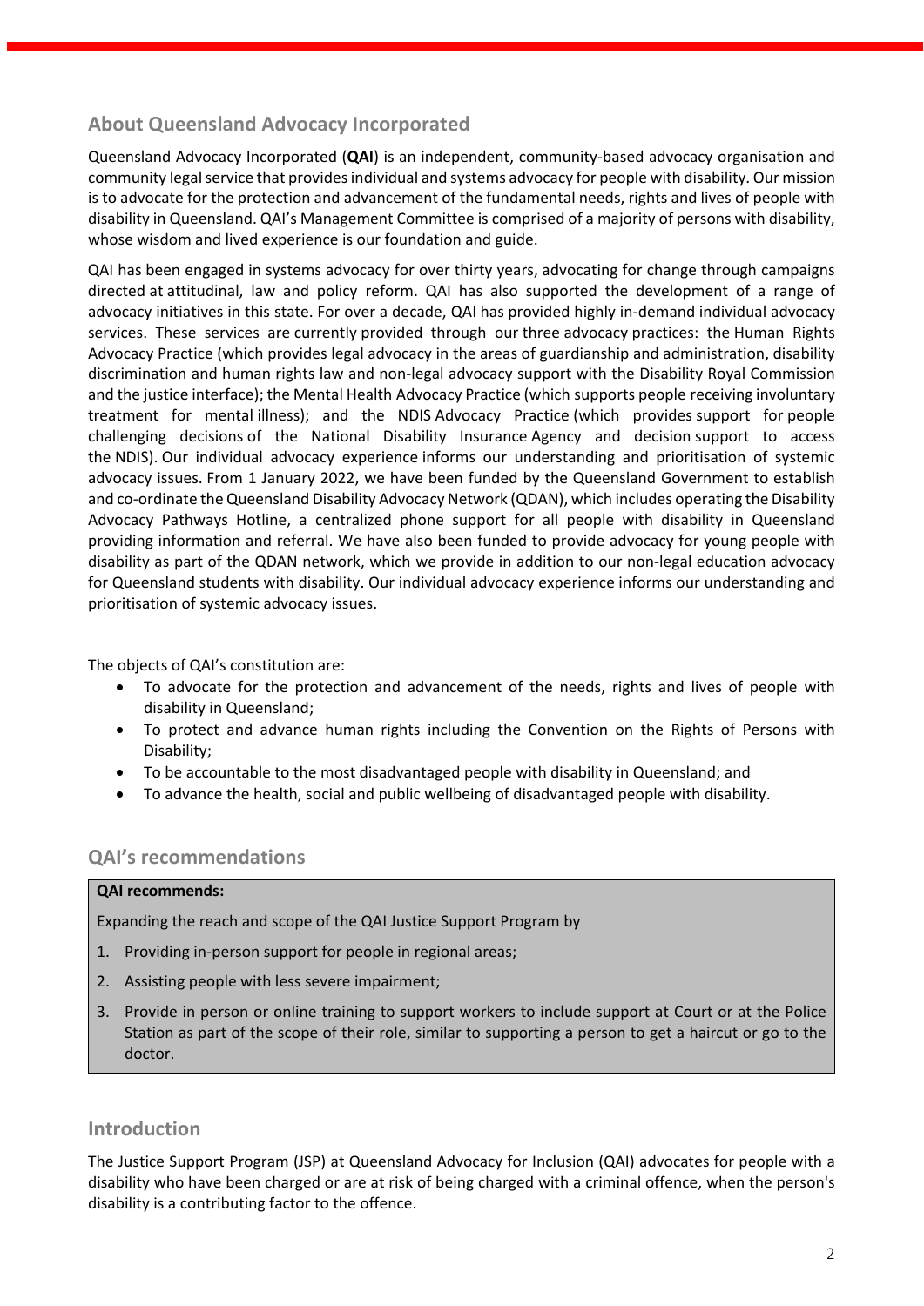## About Queensland Advocacy Incorporated

Queensland Advocacy Incorporated (**QAI**) is an independent, community-based advocacy organisation and community legal service that provides individual and systems advocacy for people with disability. Our mission is to advocate for the protection and advancement of the fundamental needs, rights and lives of people with disability in Queensland. QAI's Management Committee is comprised of a majority of persons with disability, whose wisdom and lived experience is our foundation and guide.

QAI has been engaged in systems advocacy for over thirty years, advocating for change through campaigns directed at attitudinal, law and policy reform. QAI has also supported the development of a range of advocacy initiatives in this state. For over a decade, QAI has provided highly in-demand individual advocacy services. These services are currently provided through our three advocacy practices: the Human Rights Advocacy Practice (which provides legal advocacy in the areas of guardianship and administration, disability discrimination and human rights law and non-legal advocacy support with the Disability Royal Commission and the justice interface); the Mental Health Advocacy Practice (which supports people receiving involuntary treatment for mental illness); and the NDIS Advocacy Practice (which provides support for people challenging decisions of the National Disability Insurance Agency and decision support to access the NDIS). Our individual advocacy experience informs our understanding and prioritisation of systemic advocacy issues. From 1 January 2022, we have been funded by the Queensland Government to establish and co-ordinate the Queensland Disability Advocacy Network (QDAN), which includes operating the Disability Advocacy Pathways Hotline, a centralized phone support for all people with disability in Queensland providing information and referral. We have also been funded to provide advocacy for young people with disability as part of the QDAN network, which we provide in addition to our non-legal education advocacy for Queensland students with disability. Our individual advocacy experience informs our understanding and prioritisation of systemic advocacy issues.

The objects of QAI's constitution are:

- To advocate for the protection and advancement of the needs, rights and lives of people with disability in Queensland;
- To protect and advance human rights including the Convention on the Rights of Persons with Disability;
- To be accountable to the most disadvantaged people with disability in Queensland; and
- To advance the health, social and public wellbeing of disadvantaged people with disability.

## QAI's recommendations

**QAI recommends:**

Expanding the reach and scope of the QAI Justice Support Program by

1. Providing in-person support for people in regional areas;
2. Assisting people with less severe impairment;
3. Provide in person or online training to support workers to include support at Court or at the Police Station as part of the scope of their role, similar to supporting a person to get a haircut or go to the doctor.

## Introduction

The Justice Support Program (JSP) at Queensland Advocacy for Inclusion (QAI) advocates for people with a disability who have been charged or are at risk of being charged with a criminal offence, when the person's disability is a contributing factor to the offence.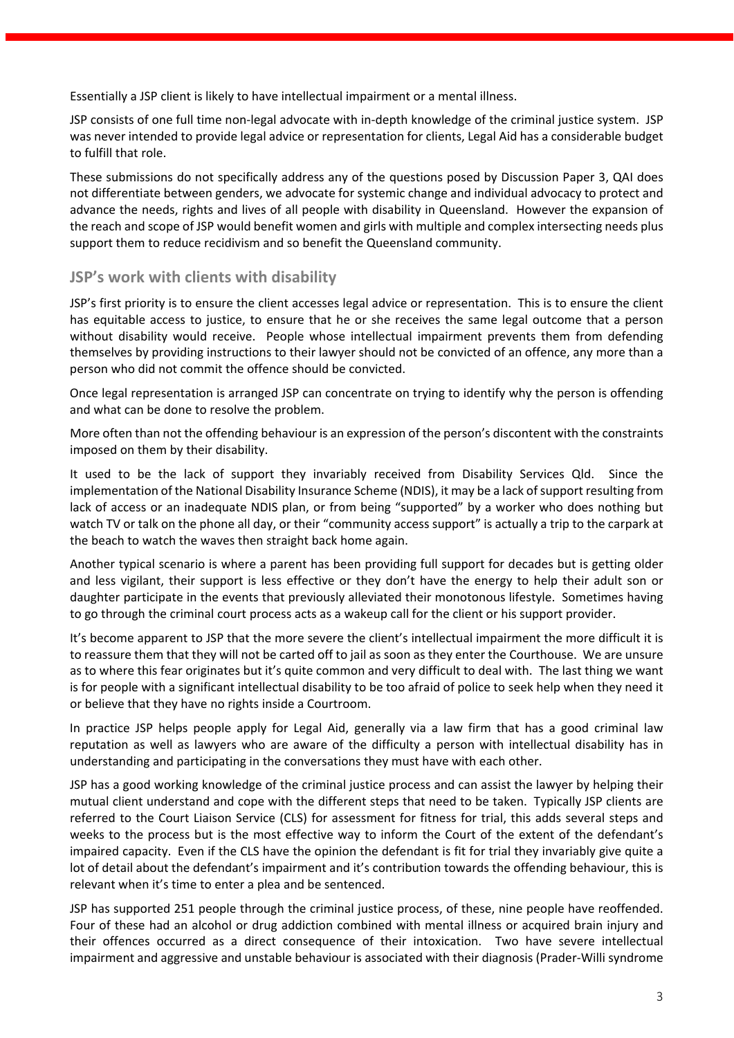Essentially a JSP client is likely to have intellectual impairment or a mental illness.

JSP consists of one full time non-legal advocate with in-depth knowledge of the criminal justice system. JSP was never intended to provide legal advice or representation for clients, Legal Aid has a considerable budget to fulfill that role.

These submissions do not specifically address any of the questions posed by Discussion Paper 3, QAI does not differentiate between genders, we advocate for systemic change and individual advocacy to protect and advance the needs, rights and lives of all people with disability in Queensland. However the expansion of the reach and scope of JSP would benefit women and girls with multiple and complex intersecting needs plus support them to reduce recidivism and so benefit the Queensland community.

## JSP's work with clients with disability

JSP's first priority is to ensure the client accesses legal advice or representation. This is to ensure the client has equitable access to justice, to ensure that he or she receives the same legal outcome that a person without disability would receive. People whose intellectual impairment prevents them from defending themselves by providing instructions to their lawyer should not be convicted of an offence, any more than a person who did not commit the offence should be convicted.

Once legal representation is arranged JSP can concentrate on trying to identify why the person is offending and what can be done to resolve the problem.

More often than not the offending behaviour is an expression of the person's discontent with the constraints imposed on them by their disability.

It used to be the lack of support they invariably received from Disability Services Qld. Since the implementation of the National Disability Insurance Scheme (NDIS), it may be a lack of support resulting from lack of access or an inadequate NDIS plan, or from being "supported" by a worker who does nothing but watch TV or talk on the phone all day, or their "community access support" is actually a trip to the carpark at the beach to watch the waves then straight back home again.

Another typical scenario is where a parent has been providing full support for decades but is getting older and less vigilant, their support is less effective or they don't have the energy to help their adult son or daughter participate in the events that previously alleviated their monotonous lifestyle. Sometimes having to go through the criminal court process acts as a wakeup call for the client or his support provider.

It's become apparent to JSP that the more severe the client's intellectual impairment the more difficult it is to reassure them that they will not be carted off to jail as soon as they enter the Courthouse. We are unsure as to where this fear originates but it's quite common and very difficult to deal with. The last thing we want is for people with a significant intellectual disability to be too afraid of police to seek help when they need it or believe that they have no rights inside a Courtroom.

In practice JSP helps people apply for Legal Aid, generally via a law firm that has a good criminal law reputation as well as lawyers who are aware of the difficulty a person with intellectual disability has in understanding and participating in the conversations they must have with each other.

JSP has a good working knowledge of the criminal justice process and can assist the lawyer by helping their mutual client understand and cope with the different steps that need to be taken. Typically JSP clients are referred to the Court Liaison Service (CLS) for assessment for fitness for trial, this adds several steps and weeks to the process but is the most effective way to inform the Court of the extent of the defendant's impaired capacity. Even if the CLS have the opinion the defendant is fit for trial they invariably give quite a lot of detail about the defendant's impairment and it's contribution towards the offending behaviour, this is relevant when it's time to enter a plea and be sentenced.

JSP has supported 251 people through the criminal justice process, of these, nine people have reoffended. Four of these had an alcohol or drug addiction combined with mental illness or acquired brain injury and their offences occurred as a direct consequence of their intoxication. Two have severe intellectual impairment and aggressive and unstable behaviour is associated with their diagnosis (Prader-Willi syndrome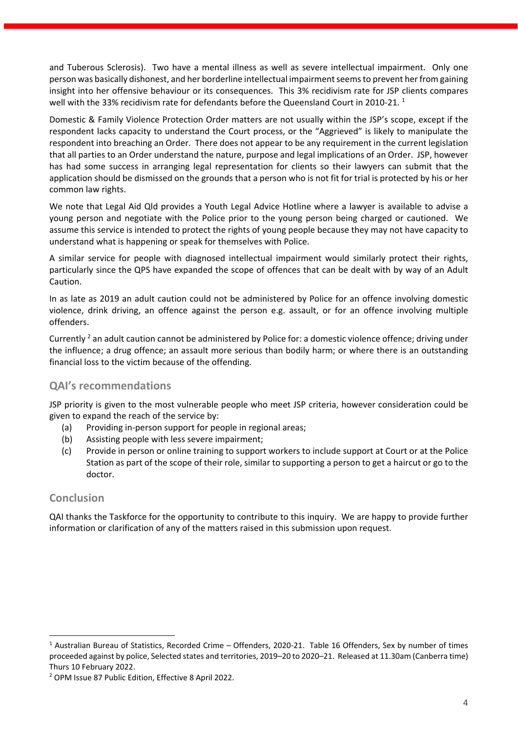and Tuberous Sclerosis). Two have a mental illness as well as severe intellectual impairment. Only one person was basically dishonest, and her borderline intellectual impairment seems to prevent her from gaining insight into her offensive behaviour or its consequences. This 3% recidivism rate for JSP clients compares well with the 33% recidivism rate for defendants before the Queensland Court in 2010-21. [1]

Domestic & Family Violence Protection Order matters are not usually within the JSP's scope, except if the respondent lacks capacity to understand the Court process, or the "Aggrieved" is likely to manipulate the respondent into breaching an Order. There does not appear to be any requirement in the current legislation that all parties to an Order understand the nature, purpose and legal implications of an Order. JSP, however has had some success in arranging legal representation for clients so their lawyers can submit that the application should be dismissed on the grounds that a person who is not fit for trial is protected by his or her common law rights.

We note that Legal Aid Qld provides a Youth Legal Advice Hotline where a lawyer is available to advise a young person and negotiate with the Police prior to the young person being charged or cautioned. We assume this service is intended to protect the rights of young people because they may not have capacity to understand what is happening or speak for themselves with Police.

A similar service for people with diagnosed intellectual impairment would similarly protect their rights, particularly since the QPS have expanded the scope of offences that can be dealt with by way of an Adult Caution.

In as late as 2019 an adult caution could not be administered by Police for an offence involving domestic violence, drink driving, an offence against the person e.g. assault, or for an offence involving multiple offenders.

Currently [2] an adult caution cannot be administered by Police for: a domestic violence offence; driving under the influence; a drug offence; an assault more serious than bodily harm; or where there is an outstanding financial loss to the victim because of the offending.

## QAI's recommendations

JSP priority is given to the most vulnerable people who meet JSP criteria, however consideration could be given to expand the reach of the service by:

(a) Providing in-person support for people in regional areas;
(b) Assisting people with less severe impairment;
(c) Provide in person or online training to support workers to include support at Court or at the Police Station as part of the scope of their role, similar to supporting a person to get a haircut or go to the doctor.

## Conclusion

QAI thanks the Taskforce for the opportunity to contribute to this inquiry. We are happy to provide further information or clarification of any of the matters raised in this submission upon request.

---

[1] Australian Bureau of Statistics, Recorded Crime – Offenders, 2020-21. Table 16 Offenders, Sex by number of times proceeded against by police, Selected states and territories, 2019–20 to 2020–21. Released at 11.30am (Canberra time) Thurs 10 February 2022.

[2] OPM Issue 87 Public Edition, Effective 8 April 2022.